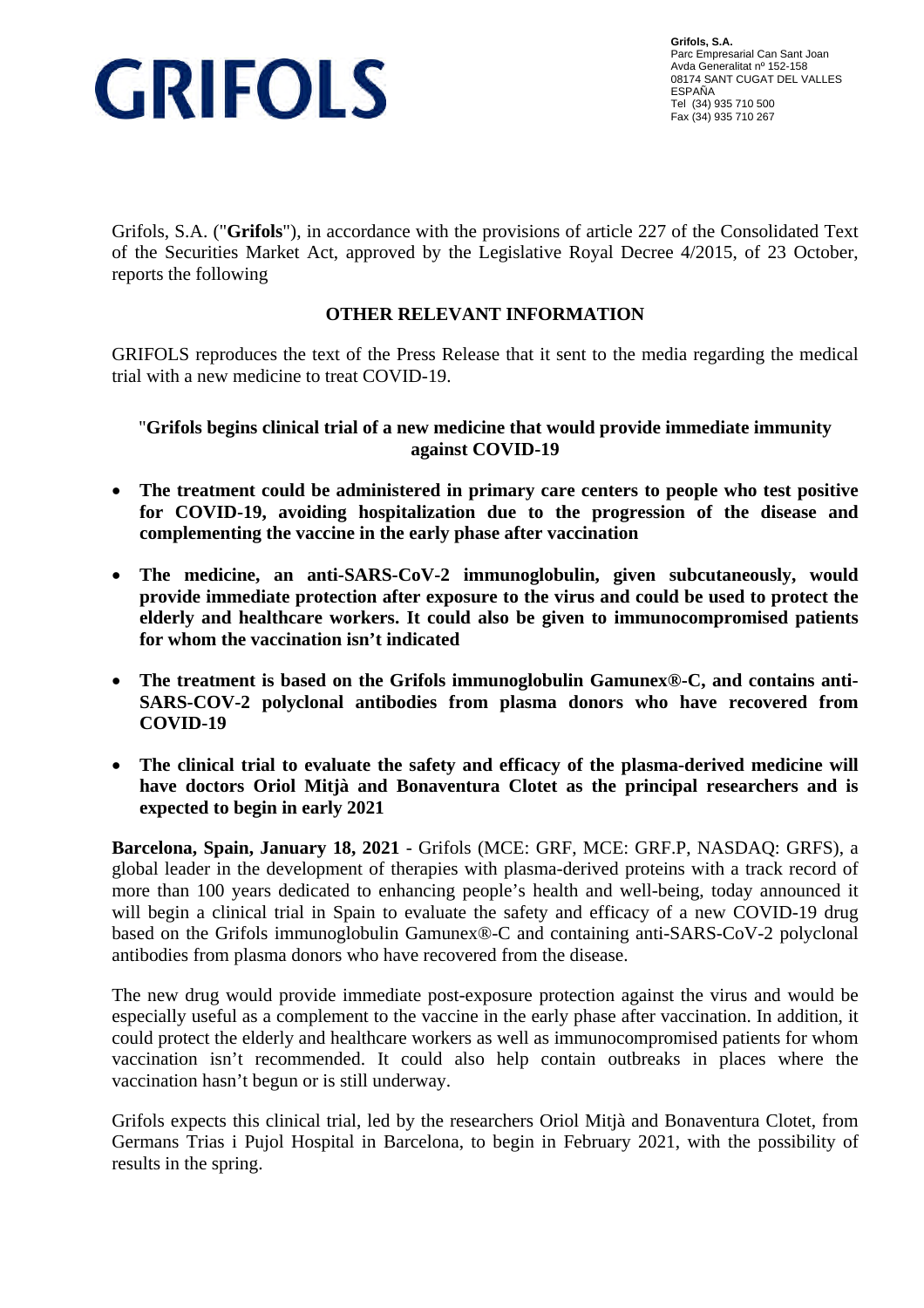GRIFOLS

**Grifols, S.A.**
Parc Empresarial Can Sant Joan
Avda Generalitat nº 152-158
08174 SANT CUGAT DEL VALLES
ESPAÑA
Tel (34) 935 710 500
Fax (34) 935 710 267

Grifols, S.A. ("**Grifols**"), in accordance with the provisions of article 227 of the Consolidated Text of the Securities Market Act, approved by the Legislative Royal Decree 4/2015, of 23 October, reports the following

## OTHER RELEVANT INFORMATION

GRIFOLS reproduces the text of the Press Release that it sent to the media regarding the medical trial with a new medicine to treat COVID-19.

### "Grifols begins clinical trial of a new medicine that would provide immediate immunity against COVID-19

- **The treatment could be administered in primary care centers to people who test positive for COVID-19, avoiding hospitalization due to the progression of the disease and complementing the vaccine in the early phase after vaccination**
- **The medicine, an anti-SARS-CoV-2 immunoglobulin, given subcutaneously, would provide immediate protection after exposure to the virus and could be used to protect the elderly and healthcare workers. It could also be given to immunocompromised patients for whom the vaccination isn't indicated**
- **The treatment is based on the Grifols immunoglobulin Gamunex®-C, and contains anti-SARS-COV-2 polyclonal antibodies from plasma donors who have recovered from COVID-19**
- **The clinical trial to evaluate the safety and efficacy of the plasma-derived medicine will have doctors Oriol Mitjà and Bonaventura Clotet as the principal researchers and is expected to begin in early 2021**

**Barcelona, Spain, January 18, 2021** - Grifols (MCE: GRF, MCE: GRF.P, NASDAQ: GRFS), a global leader in the development of therapies with plasma-derived proteins with a track record of more than 100 years dedicated to enhancing people's health and well-being, today announced it will begin a clinical trial in Spain to evaluate the safety and efficacy of a new COVID-19 drug based on the Grifols immunoglobulin Gamunex®-C and containing anti-SARS-CoV-2 polyclonal antibodies from plasma donors who have recovered from the disease.

The new drug would provide immediate post-exposure protection against the virus and would be especially useful as a complement to the vaccine in the early phase after vaccination. In addition, it could protect the elderly and healthcare workers as well as immunocompromised patients for whom vaccination isn't recommended. It could also help contain outbreaks in places where the vaccination hasn't begun or is still underway.

Grifols expects this clinical trial, led by the researchers Oriol Mitjà and Bonaventura Clotet, from Germans Trias i Pujol Hospital in Barcelona, to begin in February 2021, with the possibility of results in the spring.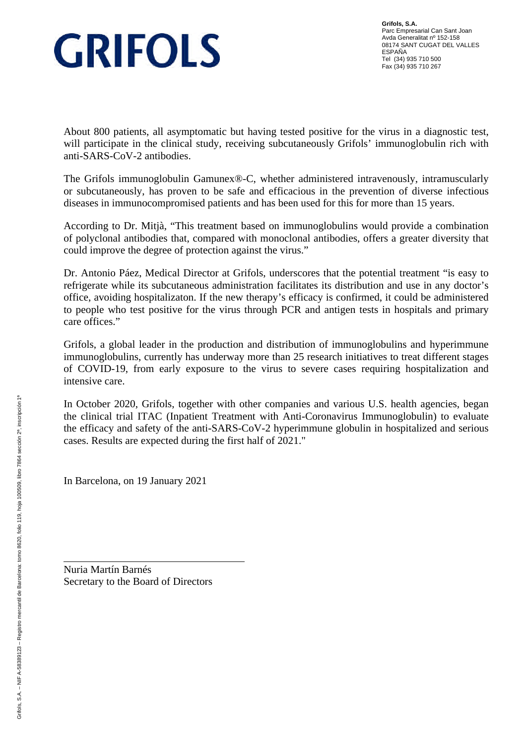About 800 patients, all asymptomatic but having tested positive for the virus in a diagnostic test, will participate in the clinical study, receiving subcutaneously Grifols' immunoglobulin rich with anti-SARS-CoV-2 antibodies.

The Grifols immunoglobulin Gamunex®-C, whether administered intravenously, intramuscularly or subcutaneously, has proven to be safe and efficacious in the prevention of diverse infectious diseases in immunocompromised patients and has been used for this for more than 15 years.

According to Dr. Mitjà, "This treatment based on immunoglobulins would provide a combination of polyclonal antibodies that, compared with monoclonal antibodies, offers a greater diversity that could improve the degree of protection against the virus."

Dr. Antonio Páez, Medical Director at Grifols, underscores that the potential treatment "is easy to refrigerate while its subcutaneous administration facilitates its distribution and use in any doctor's office, avoiding hospitalizaton. If the new therapy's efficacy is confirmed, it could be administered to people who test positive for the virus through PCR and antigen tests in hospitals and primary care offices."

Grifols, a global leader in the production and distribution of immunoglobulins and hyperimmune immunoglobulins, currently has underway more than 25 research initiatives to treat different stages of COVID-19, from early exposure to the virus to severe cases requiring hospitalization and intensive care.

In October 2020, Grifols, together with other companies and various U.S. health agencies, began the clinical trial ITAC (Inpatient Treatment with Anti-Coronavirus Immunoglobulin) to evaluate the efficacy and safety of the anti-SARS-CoV-2 hyperimmune globulin in hospitalized and serious cases. Results are expected during the first half of 2021."

In Barcelona, on 19 January 2021

Nuria Martín Barnés
Secretary to the Board of Directors